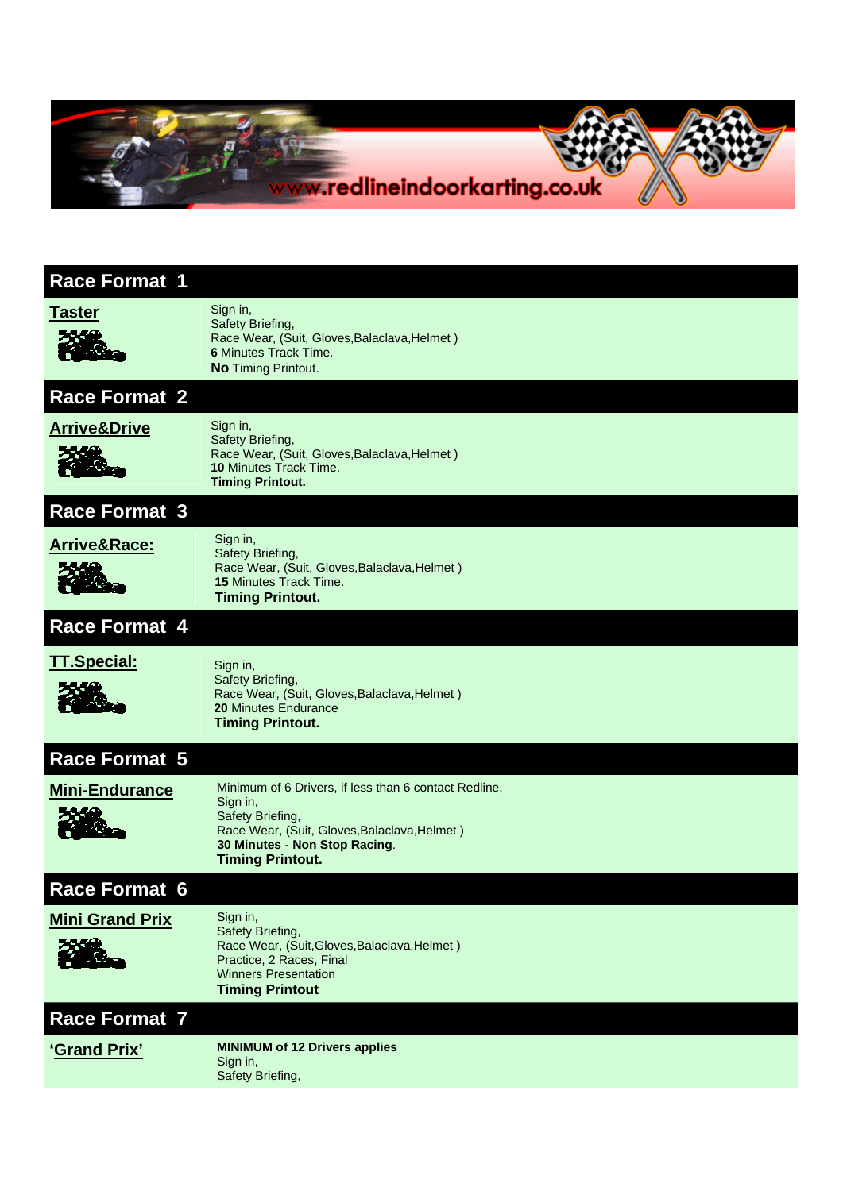www.redlineindoorkarting.co.uk

## Race Format 1

**Taster**

Sign in,
Safety Briefing,
Race Wear, (Suit, Gloves,Balaclava,Helmet )
**6** Minutes Track Time.
**No** Timing Printout.

## Race Format 2

**Arrive&Drive**

Sign in,
Safety Briefing,
Race Wear, (Suit, Gloves,Balaclava,Helmet )
**10** Minutes Track Time.
**Timing Printout.**

## Race Format 3

**Arrive&Race:**

Sign in,
Safety Briefing,
Race Wear, (Suit, Gloves,Balaclava,Helmet )
**15** Minutes Track Time.
**Timing Printout.**

## Race Format 4

**TT.Special:**

Sign in,
Safety Briefing,
Race Wear, (Suit, Gloves,Balaclava,Helmet )
**20** Minutes Endurance
**Timing Printout.**

## Race Format 5

**Mini-Endurance**

Minimum of 6 Drivers, if less than 6 contact Redline,
Sign in,
Safety Briefing,
Race Wear, (Suit, Gloves,Balaclava,Helmet )
**30 Minutes** - **Non Stop Racing**.
**Timing Printout.**

## Race Format 6

**Mini Grand Prix**

Sign in,
Safety Briefing,
Race Wear, (Suit,Gloves,Balaclava,Helmet )
Practice, 2 Races, Final
Winners Presentation
**Timing Printout**

## Race Format 7

**'Grand Prix'**

**MINIMUM of 12 Drivers applies**
Sign in,
Safety Briefing,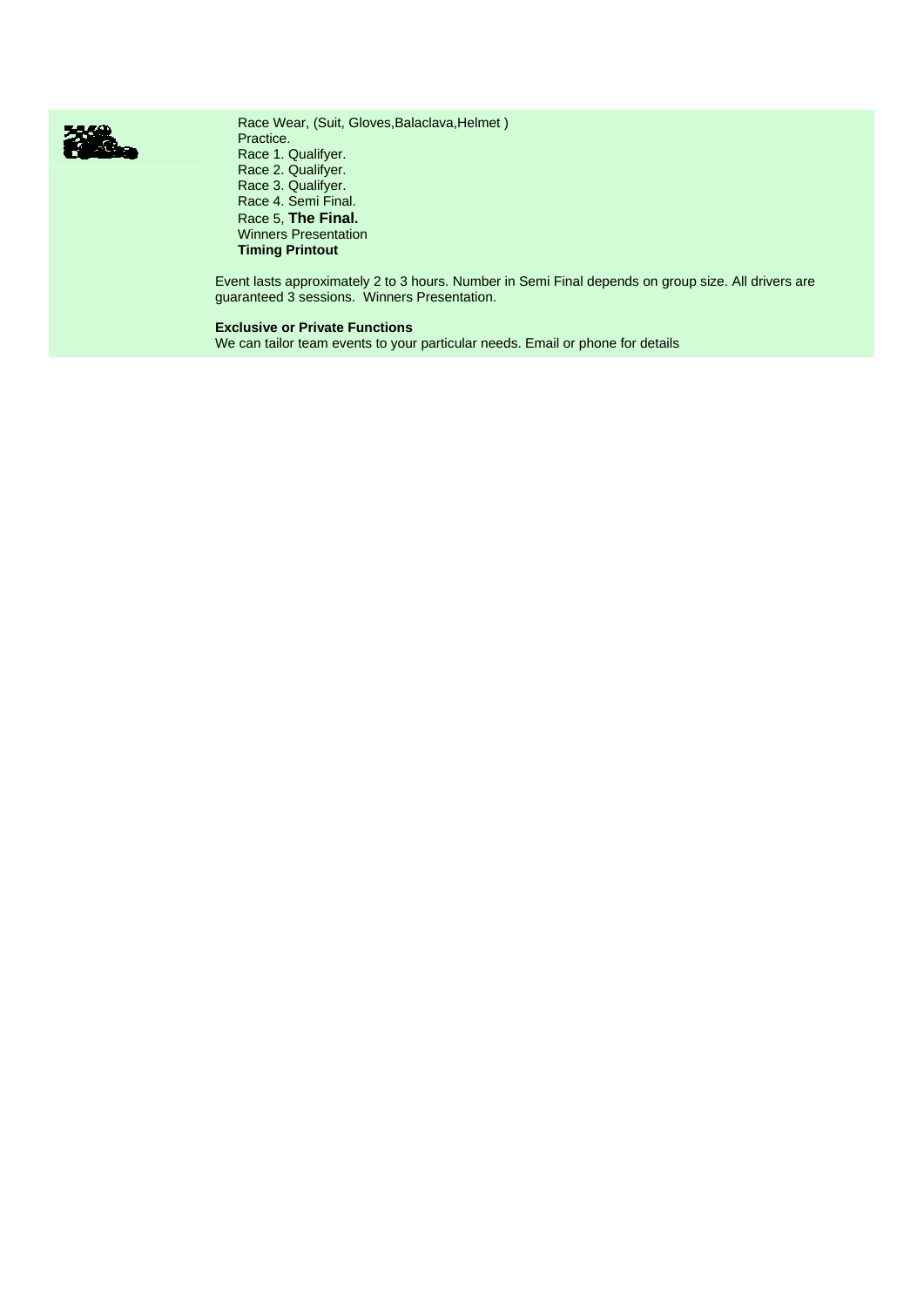Race Wear, (Suit, Gloves,Balaclava,Helmet )
Practice.
Race 1. Qualifyer.
Race 2. Qualifyer.
Race 3. Qualifyer.
Race 4. Semi Final.
Race 5, **The Final.**
Winners Presentation
**Timing Printout**

Event lasts approximately 2 to 3 hours. Number in Semi Final depends on group size. All drivers are guaranteed 3 sessions. Winners Presentation.

**Exclusive or Private Functions**
We can tailor team events to your particular needs. Email or phone for details